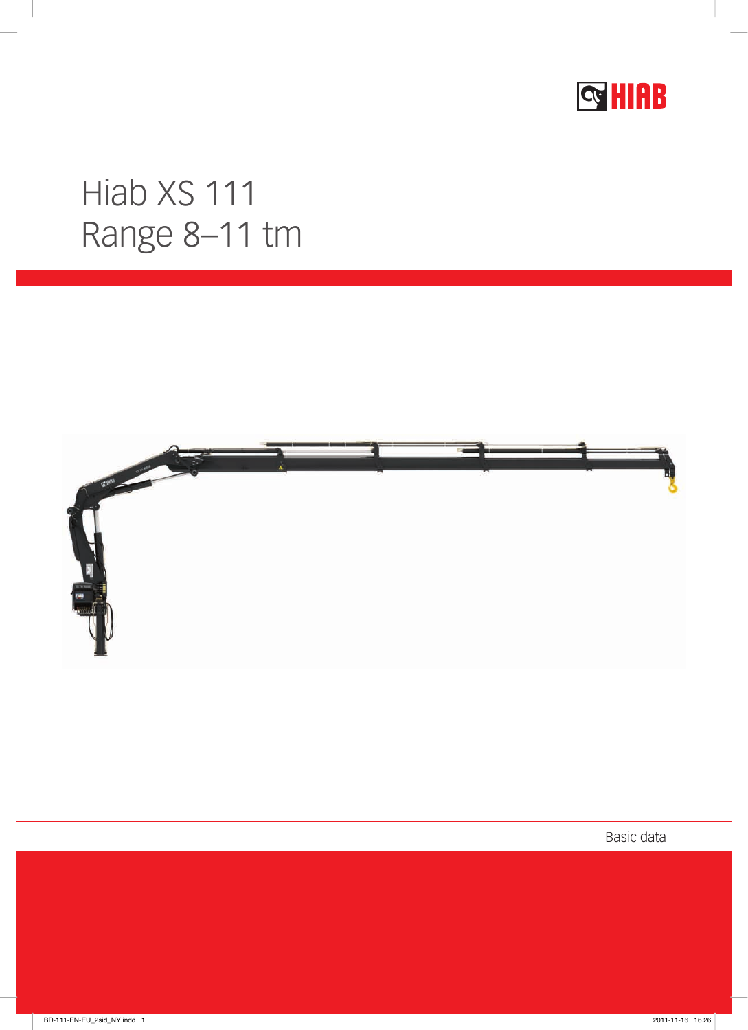# Hiab XS 111
# Range 8–11 tm

Basic data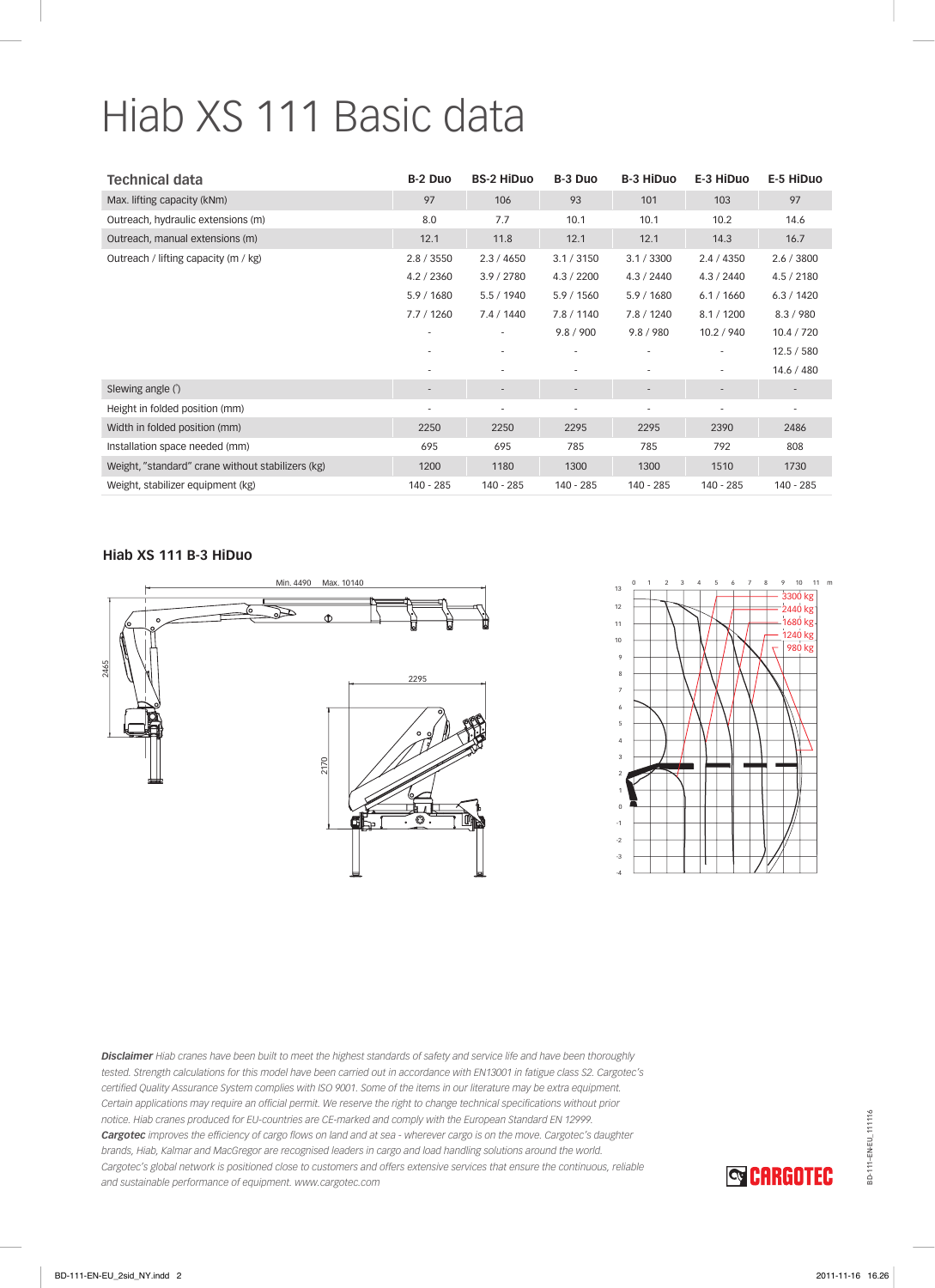# Hiab XS 111 Basic data

| Technical data | B-2 Duo | BS-2 HiDuo | B-3 Duo | B-3 HiDuo | E-3 HiDuo | E-5 HiDuo |
|---|---|---|---|---|---|---|
| Max. lifting capacity (kNm) | 97 | 106 | 93 | 101 | 103 | 97 |
| Outreach, hydraulic extensions (m) | 8.0 | 7.7 | 10.1 | 10.1 | 10.2 | 14.6 |
| Outreach, manual extensions (m) | 12.1 | 11.8 | 12.1 | 12.1 | 14.3 | 16.7 |
| Outreach / lifting capacity (m / kg) | 2.8 / 3550 | 2.3 / 4650 | 3.1 / 3150 | 3.1 / 3300 | 2.4 / 4350 | 2.6 / 3800 |
| | 4.2 / 2360 | 3.9 / 2780 | 4.3 / 2200 | 4.3 / 2440 | 4.3 / 2440 | 4.5 / 2180 |
| | 5.9 / 1680 | 5.5 / 1940 | 5.9 / 1560 | 5.9 / 1680 | 6.1 / 1660 | 6.3 / 1420 |
| | 7.7 / 1260 | 7.4 / 1440 | 7.8 / 1140 | 7.8 / 1240 | 8.1 / 1200 | 8.3 / 980 |
| | - | - | 9.8 / 900 | 9.8 / 980 | 10.2 / 940 | 10.4 / 720 |
| | - | - | - | - | - | 12.5 / 580 |
| | - | - | - | - | - | 14.6 / 480 |
| Slewing angle (°) | - | - | - | - | - | - |
| Height in folded position (mm) | - | - | - | - | - | - |
| Width in folded position (mm) | 2250 | 2250 | 2295 | 2295 | 2390 | 2486 |
| Installation space needed (mm) | 695 | 695 | 785 | 785 | 792 | 808 |
| Weight, "standard" crane without stabilizers (kg) | 1200 | 1180 | 1300 | 1300 | 1510 | 1730 |
| Weight, stabilizer equipment (kg) | 140 - 285 | 140 - 285 | 140 - 285 | 140 - 285 | 140 - 285 | 140 - 285 |

### Hiab XS 111 B-3 HiDuo

Min. 4490 Max. 10140

2465

2295

2170

0 1 2 3 4 5 6 7 8 9 10 11 m

13 12 11 10 9 8 7 6 5 4 3 2 1 0 -1 -2 -3 -4

3300 kg
2440 kg
1680 kg
1240 kg
980 kg

***Disclaimer*** *Hiab cranes have been built to meet the highest standards of safety and service life and have been thoroughly tested. Strength calculations for this model have been carried out in accordance with EN13001 in fatigue class S2. Cargotec's certified Quality Assurance System complies with ISO 9001. Some of the items in our literature may be extra equipment. Certain applications may require an official permit. We reserve the right to change technical specifications without prior notice. Hiab cranes produced for EU-countries are CE-marked and comply with the European Standard EN 12999.*
***Cargotec*** *improves the efficiency of cargo flows on land and at sea - wherever cargo is on the move. Cargotec's daughter brands, Hiab, Kalmar and MacGregor are recognised leaders in cargo and load handling solutions around the world. Cargotec's global network is positioned close to customers and offers extensive services that ensure the continuous, reliable and sustainable performance of equipment. www.cargotec.com*

CARGOTEC

BD-111-EN-EU_111116